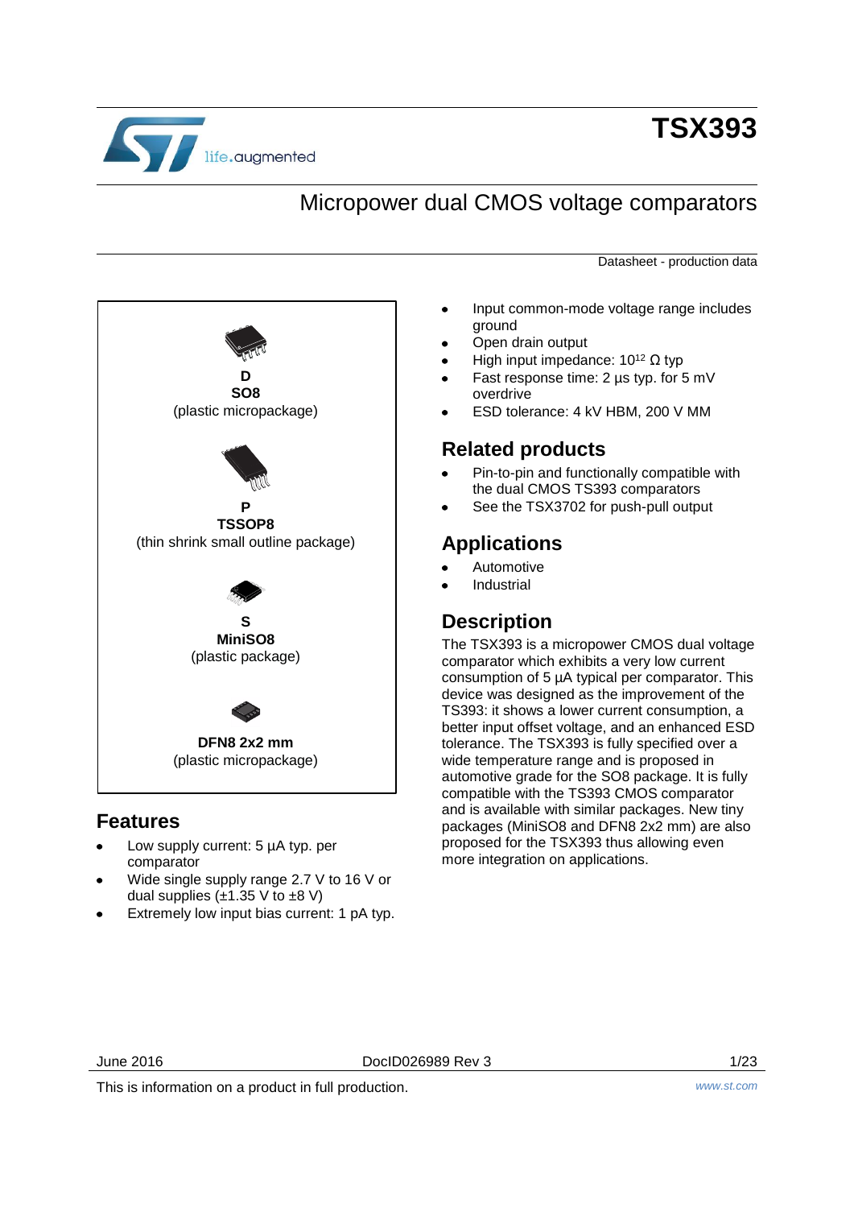# TSX393

## Micropower dual CMOS voltage comparators

Datasheet - production data

**D**
**SO8**
(plastic micropackage)

**P**
**TSSOP8**
(thin shrink small outline package)

**S**
**MiniSO8**
(plastic package)

**DFN8 2x2 mm**
(plastic micropackage)

## Features

- Low supply current: 5 µA typ. per comparator
- Wide single supply range 2.7 V to 16 V or dual supplies (±1.35 V to ±8 V)
- Extremely low input bias current: 1 pA typ.
- Input common-mode voltage range includes ground
- Open drain output
- High input impedance: $10^{12}$ Ω typ
- Fast response time: 2 µs typ. for 5 mV overdrive
- ESD tolerance: 4 kV HBM, 200 V MM

## Related products

- Pin-to-pin and functionally compatible with the dual CMOS TS393 comparators
- See the TSX3702 for push-pull output

## Applications

- Automotive
- Industrial

## Description

The TSX393 is a micropower CMOS dual voltage comparator which exhibits a very low current consumption of 5 µA typical per comparator. This device was designed as the improvement of the TS393: it shows a lower current consumption, a better input offset voltage, and an enhanced ESD tolerance. The TSX393 is fully specified over a wide temperature range and is proposed in automotive grade for the SO8 package. It is fully compatible with the TS393 CMOS comparator and is available with similar packages. New tiny packages (MiniSO8 and DFN8 2x2 mm) are also proposed for the TSX393 thus allowing even more integration on applications.

This is information on a product in full production.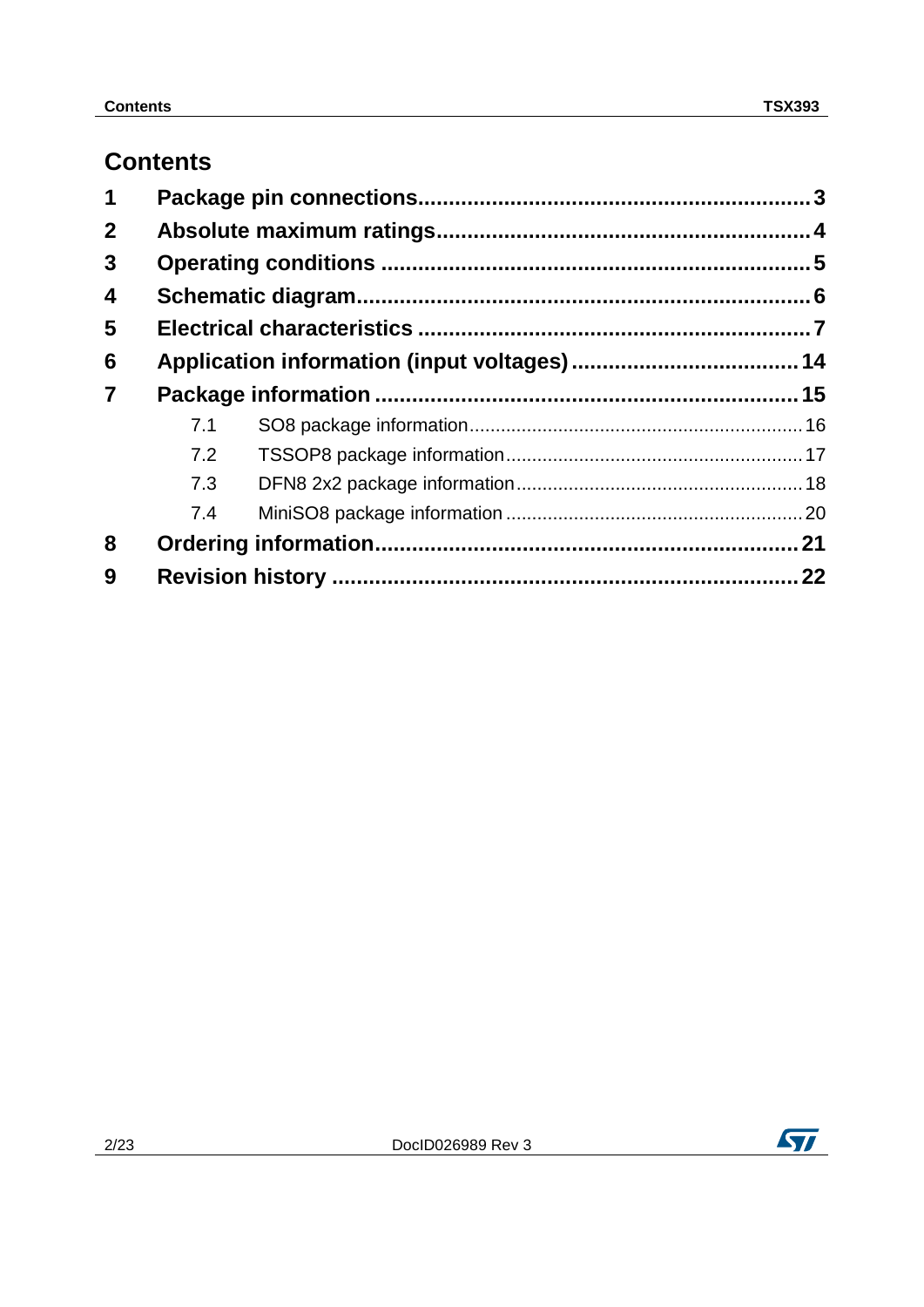# Contents

1 Package pin connections .......... 3

2 Absolute maximum ratings .......... 4

3 Operating conditions .......... 5

4 Schematic diagram .......... 6

5 Electrical characteristics .......... 7

6 Application information (input voltages) .......... 14

7 Package information .......... 15

- 7.1 SO8 package information .......... 16
- 7.2 TSSOP8 package information .......... 17
- 7.3 DFN8 2x2 package information .......... 18
- 7.4 MiniSO8 package information .......... 20

8 Ordering information .......... 21

9 Revision history .......... 22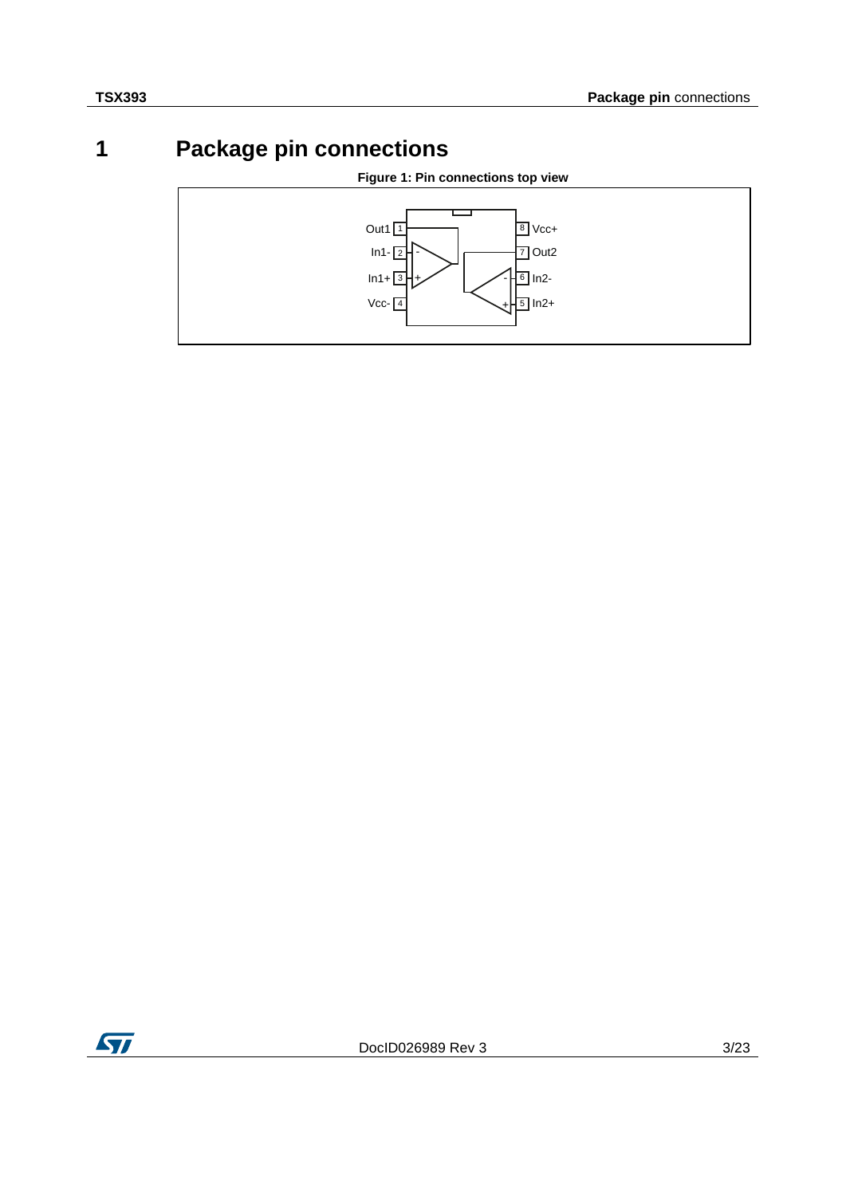# 1 Package pin connections

**Figure 1: Pin connections top view**

Out1 1
In1- 2
In1+ 3
Vcc- 4
8 Vcc+
7 Out2
6 In2-
5 In2+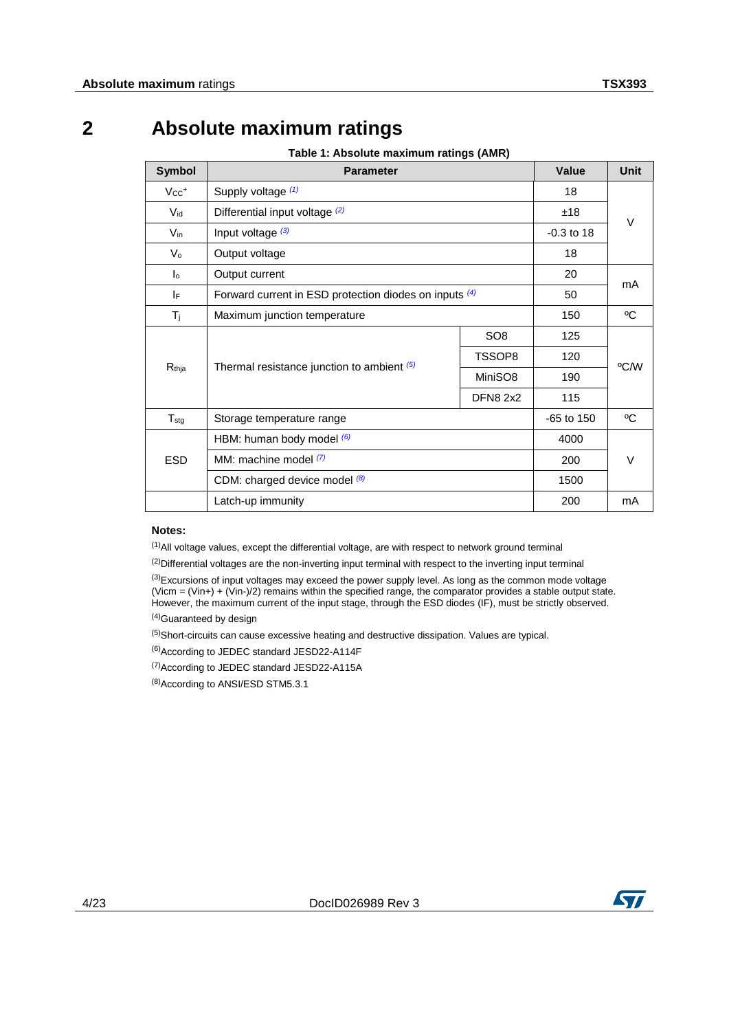# 2 Absolute maximum ratings

**Table 1: Absolute maximum ratings (AMR)**

| Symbol | Parameter | | Value | Unit |
|---|---|---|---|---|
| $V_{CC}^{+}$ | Supply voltage (1) | | 18 | V |
| $V_{id}$ | Differential input voltage (2) | | ±18 | V |
| $V_{in}$ | Input voltage (3) | | -0.3 to 18 | V |
| $V_o$ | Output voltage | | 18 | V |
| $I_o$ | Output current | | 20 | mA |
| $I_F$ | Forward current in ESD protection diodes on inputs (4) | | 50 | mA |
| $T_j$ | Maximum junction temperature | | 150 | ºC |
| $R_{thja}$ | Thermal resistance junction to ambient (5) | SO8 | 125 | ºC/W |
| | | TSSOP8 | 120 | |
| | | MiniSO8 | 190 | |
| | | DFN8 2x2 | 115 | |
| $T_{stg}$ | Storage temperature range | | -65 to 150 | ºC |
| ESD | HBM: human body model (6) | | 4000 | V |
| | MM: machine model (7) | | 200 | |
| | CDM: charged device model (8) | | 1500 | |
| | Latch-up immunity | | 200 | mA |

**Notes:**

(1)All voltage values, except the differential voltage, are with respect to network ground terminal

(2)Differential voltages are the non-inverting input terminal with respect to the inverting input terminal

(3)Excursions of input voltages may exceed the power supply level. As long as the common mode voltage (Vicm = (Vin+) + (Vin-)/2) remains within the specified range, the comparator provides a stable output state. However, the maximum current of the input stage, through the ESD diodes (IF), must be strictly observed.

(4)Guaranteed by design

(5)Short-circuits can cause excessive heating and destructive dissipation. Values are typical.

(6)According to JEDEC standard JESD22-A114F

(7)According to JEDEC standard JESD22-A115A

(8)According to ANSI/ESD STM5.3.1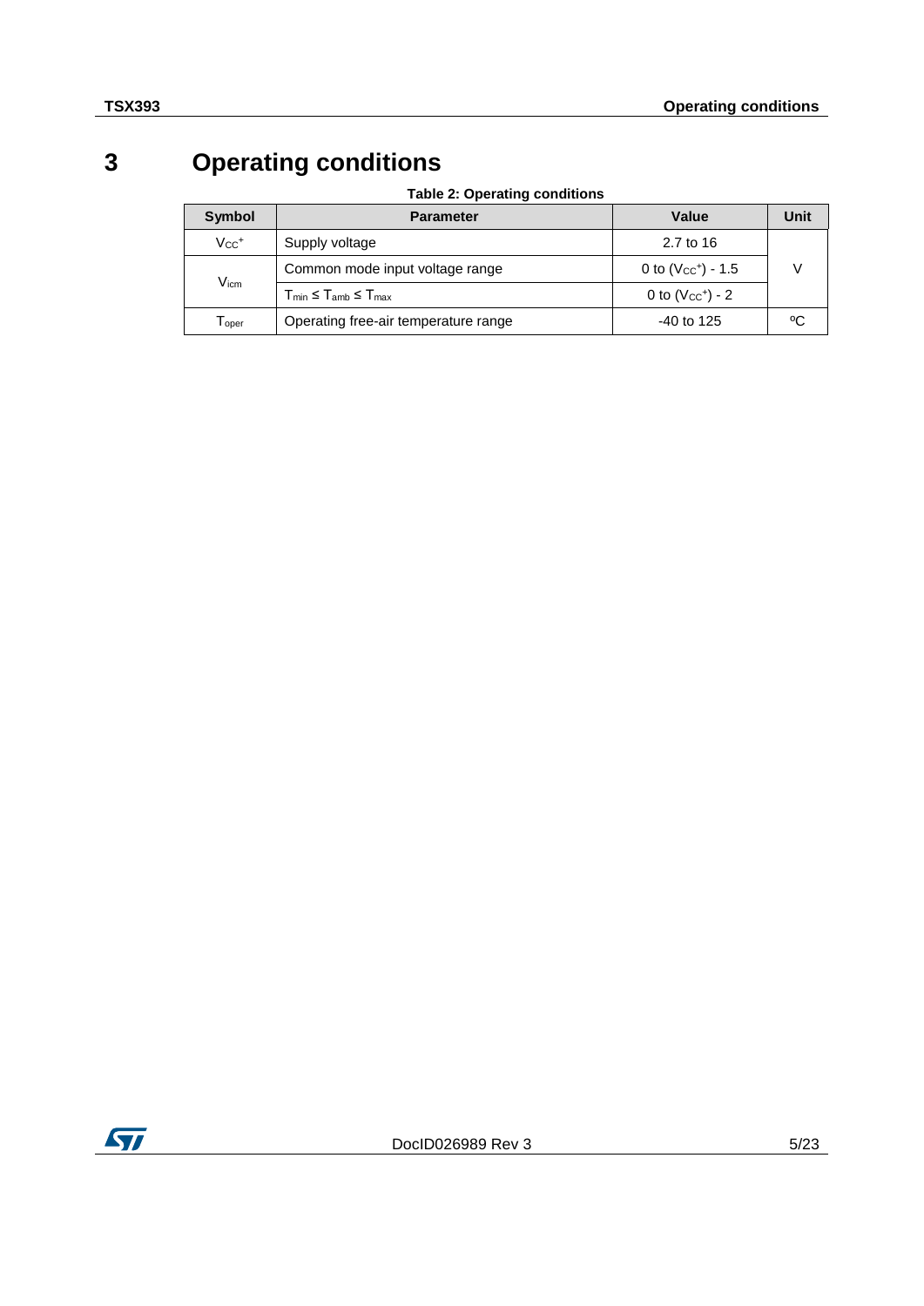# 3 Operating conditions

**Table 2: Operating conditions**

| Symbol | Parameter | Value | Unit |
|---|---|---|---|
| $V_{CC}^+$ | Supply voltage | 2.7 to 16 | V |
| $V_{icm}$ | Common mode input voltage range | 0 to $(V_{CC}^+)$ - 1.5 | |
| | $T_{min} \leq T_{amb} \leq T_{max}$ | 0 to $(V_{CC}^+)$ - 2 | |
| $T_{oper}$ | Operating free-air temperature range | -40 to 125 | ºC |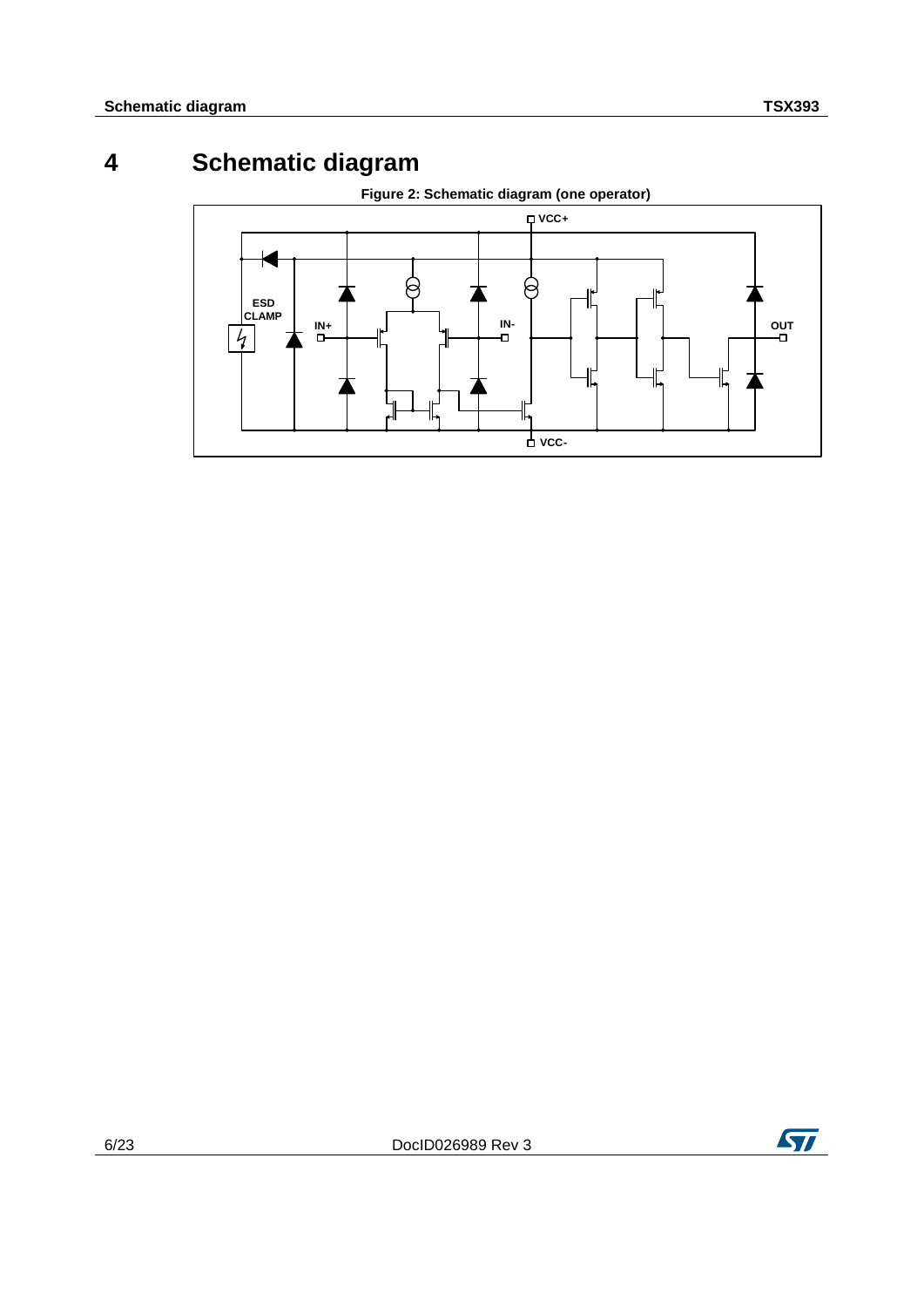# 4 Schematic diagram

**Figure 2: Schematic diagram (one operator)**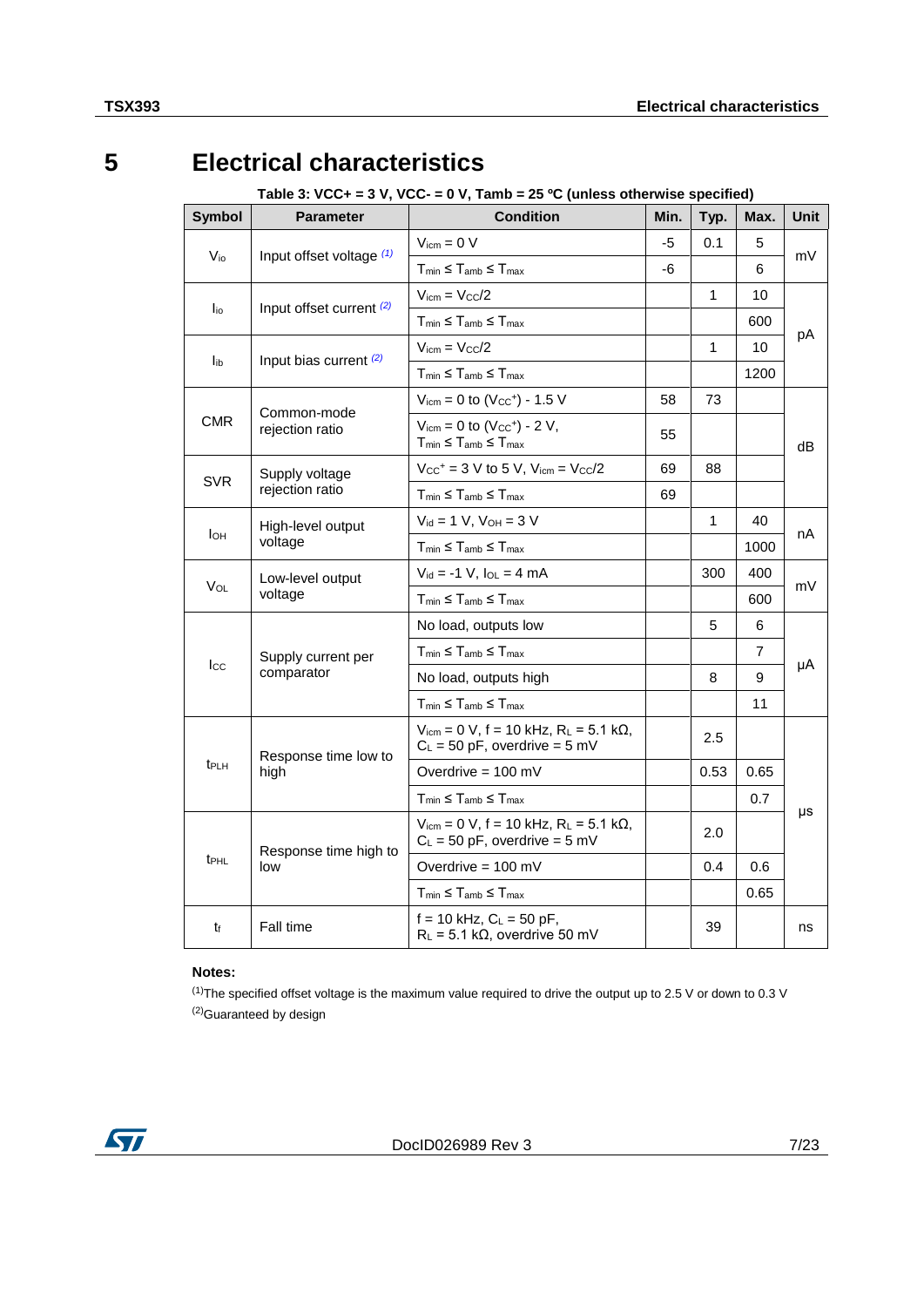# 5 Electrical characteristics

Table 3: VCC+ = 3 V, VCC- = 0 V, Tamb = 25 °C (unless otherwise specified)

| Symbol | Parameter | Condition | Min. | Typ. | Max. | Unit |
|---|---|---|---|---|---|---|
| $V_{io}$ | Input offset voltage (1) | $V_{icm}$ = 0 V | -5 | 0.1 | 5 | mV |
| | | $T_{min} \leq T_{amb} \leq T_{max}$ | -6 | | 6 | |
| $I_{io}$ | Input offset current (2) | $V_{icm} = V_{CC}/2$ | | 1 | 10 | pA |
| | | $T_{min} \leq T_{amb} \leq T_{max}$ | | | 600 | |
| $I_{ib}$ | Input bias current (2) | $V_{icm} = V_{CC}/2$ | | 1 | 10 | |
| | | $T_{min} \leq T_{amb} \leq T_{max}$ | | | 1200 | |
| CMR | Common-mode rejection ratio | $V_{icm}$ = 0 to $(V_{CC}^{+})$ - 1.5 V | 58 | 73 | | dB |
| | | $V_{icm}$ = 0 to $(V_{CC}^{+})$ - 2 V, $T_{min} \leq T_{amb} \leq T_{max}$ | 55 | | | |
| SVR | Supply voltage rejection ratio | $V_{CC}^{+}$ = 3 V to 5 V, $V_{icm} = V_{CC}/2$ | 69 | 88 | | |
| | | $T_{min} \leq T_{amb} \leq T_{max}$ | 69 | | | |
| $I_{OH}$ | High-level output voltage | $V_{id}$ = 1 V, $V_{OH}$ = 3 V | | 1 | 40 | nA |
| | | $T_{min} \leq T_{amb} \leq T_{max}$ | | | 1000 | |
| $V_{OL}$ | Low-level output voltage | $V_{id}$ = -1 V, $I_{OL}$ = 4 mA | | 300 | 400 | mV |
| | | $T_{min} \leq T_{amb} \leq T_{max}$ | | | 600 | |
| $I_{CC}$ | Supply current per comparator | No load, outputs low | | 5 | 6 | µA |
| | | $T_{min} \leq T_{amb} \leq T_{max}$ | | | 7 | |
| | | No load, outputs high | | 8 | 9 | |
| | | $T_{min} \leq T_{amb} \leq T_{max}$ | | | 11 | |
| $t_{PLH}$ | Response time low to high | $V_{icm}$ = 0 V, f = 10 kHz, $R_L$ = 5.1 kΩ, $C_L$ = 50 pF, overdrive = 5 mV | | 2.5 | | µs |
| | | Overdrive = 100 mV | | 0.53 | 0.65 | |
| | | $T_{min} \leq T_{amb} \leq T_{max}$ | | | 0.7 | |
| $t_{PHL}$ | Response time high to low | $V_{icm}$ = 0 V, f = 10 kHz, $R_L$ = 5.1 kΩ, $C_L$ = 50 pF, overdrive = 5 mV | | 2.0 | | |
| | | Overdrive = 100 mV | | 0.4 | 0.6 | |
| | | $T_{min} \leq T_{amb} \leq T_{max}$ | | | 0.65 | |
| $t_f$ | Fall time | f = 10 kHz, $C_L$ = 50 pF, $R_L$ = 5.1 kΩ, overdrive 50 mV | | 39 | | ns |

**Notes:**

(1)The specified offset voltage is the maximum value required to drive the output up to 2.5 V or down to 0.3 V

(2)Guaranteed by design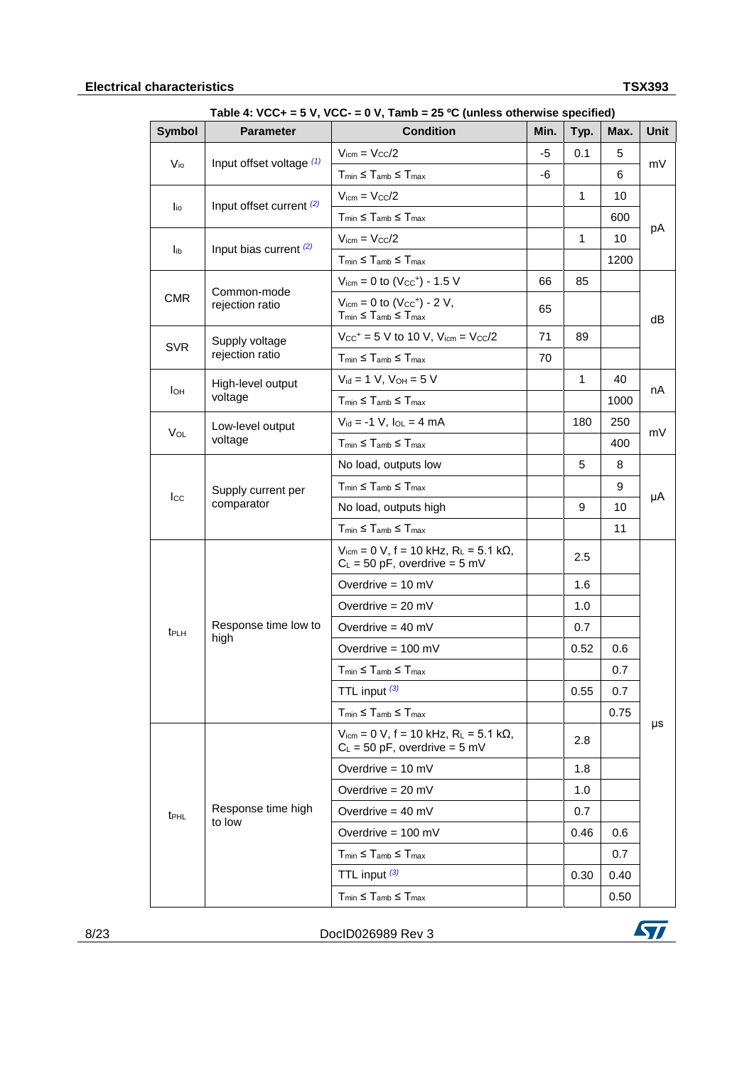**Table 4: VCC+ = 5 V, VCC- = 0 V, Tamb = 25 ºC (unless otherwise specified)**

| Symbol | Parameter | Condition | Min. | Typ. | Max. | Unit |
|---|---|---|---|---|---|---|
| $V_{io}$ | Input offset voltage [(1)] | $V_{icm} = V_{CC}/2$ | -5 | 0.1 | 5 | mV |
| | | $T_{min} \leq T_{amb} \leq T_{max}$ | -6 | | 6 | |
| $I_{io}$ | Input offset current [(2)] | $V_{icm} = V_{CC}/2$ | | 1 | 10 | pA |
| | | $T_{min} \leq T_{amb} \leq T_{max}$ | | | 600 | |
| $I_{ib}$ | Input bias current [(2)] | $V_{icm} = V_{CC}/2$ | | 1 | 10 | |
| | | $T_{min} \leq T_{amb} \leq T_{max}$ | | | 1200 | |
| CMR | Common-mode rejection ratio | $V_{icm}$ = 0 to ($V_{CC}^+$) - 1.5 V | 66 | 85 | | dB |
| | | $V_{icm}$ = 0 to ($V_{CC}^+$) - 2 V, $T_{min} \leq T_{amb} \leq T_{max}$ | 65 | | | |
| SVR | Supply voltage rejection ratio | $V_{CC}^+$ = 5 V to 10 V, $V_{icm} = V_{CC}/2$ | 71 | 89 | | |
| | | $T_{min} \leq T_{amb} \leq T_{max}$ | 70 | | | |
| $I_{OH}$ | High-level output voltage | $V_{id}$ = 1 V, $V_{OH}$ = 5 V | | 1 | 40 | nA |
| | | $T_{min} \leq T_{amb} \leq T_{max}$ | | | 1000 | |
| $V_{OL}$ | Low-level output voltage | $V_{id}$ = -1 V, $I_{OL}$ = 4 mA | | 180 | 250 | mV |
| | | $T_{min} \leq T_{amb} \leq T_{max}$ | | | 400 | |
| $I_{CC}$ | Supply current per comparator | No load, outputs low | | 5 | 8 | µA |
| | | $T_{min} \leq T_{amb} \leq T_{max}$ | | | 9 | |
| | | No load, outputs high | | 9 | 10 | |
| | | $T_{min} \leq T_{amb} \leq T_{max}$ | | | 11 | |
| $t_{PLH}$ | Response time low to high | $V_{icm}$ = 0 V, f = 10 kHz, $R_L$ = 5.1 kΩ, $C_L$ = 50 pF, overdrive = 5 mV | | 2.5 | | µs |
| | | Overdrive = 10 mV | | 1.6 | | |
| | | Overdrive = 20 mV | | 1.0 | | |
| | | Overdrive = 40 mV | | 0.7 | | |
| | | Overdrive = 100 mV | | 0.52 | 0.6 | |
| | | $T_{min} \leq T_{amb} \leq T_{max}$ | | | 0.7 | |
| | | TTL input [(3)] | | 0.55 | 0.7 | |
| | | $T_{min} \leq T_{amb} \leq T_{max}$ | | | 0.75 | |
| $t_{PHL}$ | Response time high to low | $V_{icm}$ = 0 V, f = 10 kHz, $R_L$ = 5.1 kΩ, $C_L$ = 50 pF, overdrive = 5 mV | | 2.8 | | |
| | | Overdrive = 10 mV | | 1.8 | | |
| | | Overdrive = 20 mV | | 1.0 | | |
| | | Overdrive = 40 mV | | 0.7 | | |
| | | Overdrive = 100 mV | | 0.46 | 0.6 | |
| | | $T_{min} \leq T_{amb} \leq T_{max}$ | | | 0.7 | |
| | | TTL input [(3)] | | 0.30 | 0.40 | |
| | | $T_{min} \leq T_{amb} \leq T_{max}$ | | | 0.50 | |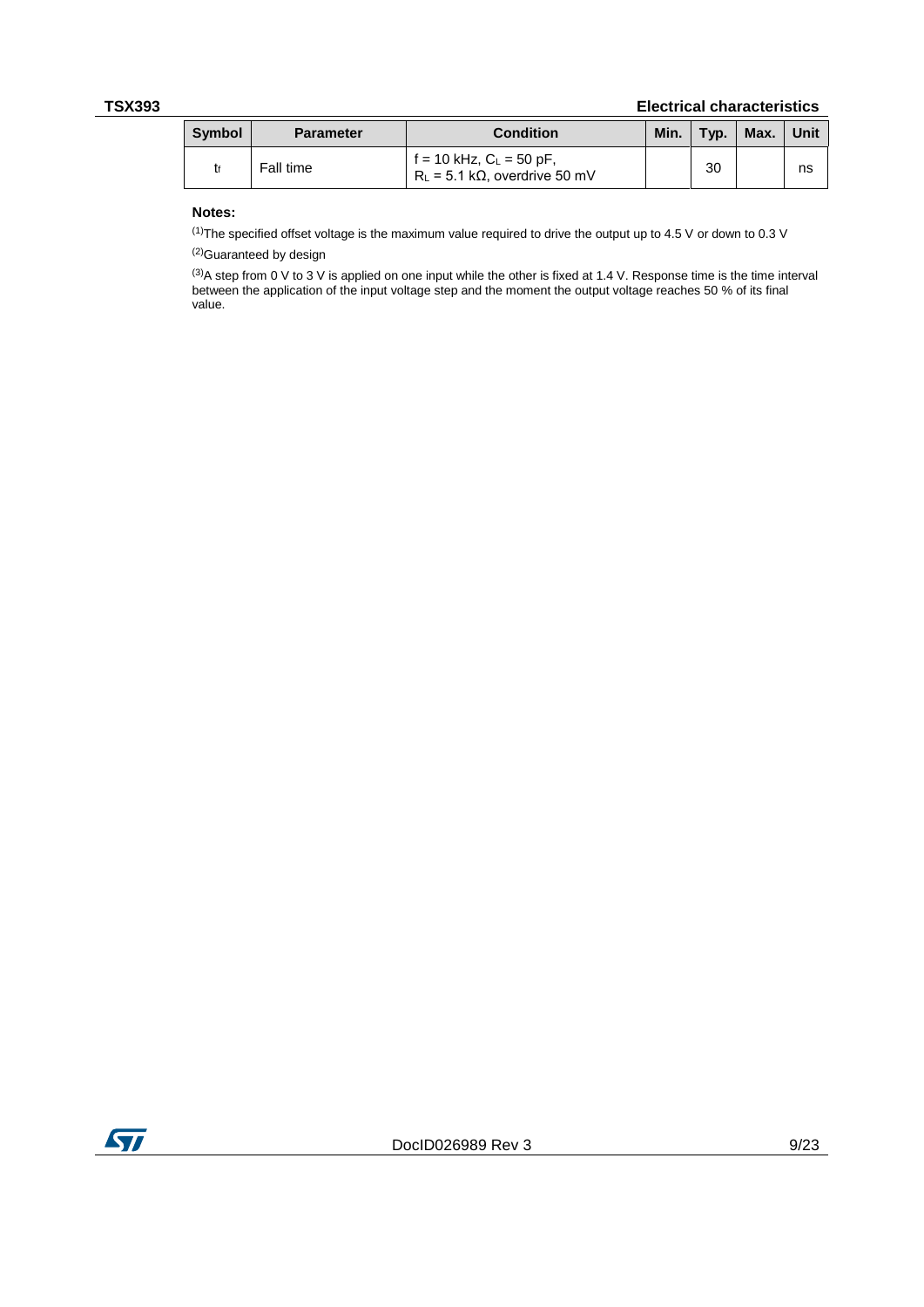| Symbol | Parameter | Condition | Min. | Typ. | Max. | Unit |
|---|---|---|---|---|---|---|
| $t_f$ | Fall time | f = 10 kHz, $C_L$ = 50 pF, $R_L$ = 5.1 kΩ, overdrive 50 mV | | 30 | | ns |

**Notes:**

(1)The specified offset voltage is the maximum value required to drive the output up to 4.5 V or down to 0.3 V

(2)Guaranteed by design

(3)A step from 0 V to 3 V is applied on one input while the other is fixed at 1.4 V. Response time is the time interval between the application of the input voltage step and the moment the output voltage reaches 50 % of its final value.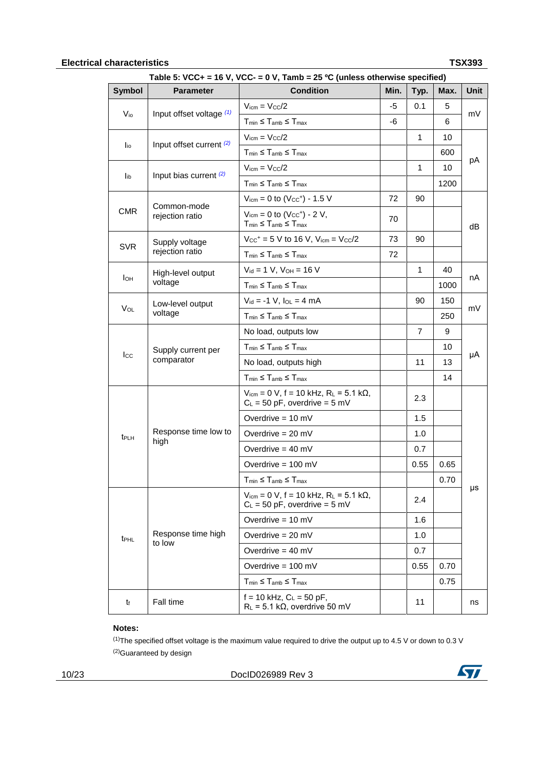**Table 5: VCC+ = 16 V, VCC- = 0 V, Tamb = 25 °C (unless otherwise specified)**

| Symbol | Parameter | Condition | Min. | Typ. | Max. | Unit |
|---|---|---|---|---|---|---|
| $V_{io}$ | Input offset voltage [(1)] | $V_{icm} = V_{CC}/2$ | -5 | 0.1 | 5 | mV |
| | | $T_{min} \leq T_{amb} \leq T_{max}$ | -6 | | 6 | |
| $I_{io}$ | Input offset current [(2)] | $V_{icm} = V_{CC}/2$ | | 1 | 10 | pA |
| | | $T_{min} \leq T_{amb} \leq T_{max}$ | | | 600 | |
| $I_{ib}$ | Input bias current [(2)] | $V_{icm} = V_{CC}/2$ | | 1 | 10 | |
| | | $T_{min} \leq T_{amb} \leq T_{max}$ | | | 1200 | |
| CMR | Common-mode rejection ratio | $V_{icm}$ = 0 to $(V_{CC}^{+})$ - 1.5 V | 72 | 90 | | dB |
| | | $V_{icm}$ = 0 to $(V_{CC}^{+})$ - 2 V, $T_{min} \leq T_{amb} \leq T_{max}$ | 70 | | | |
| SVR | Supply voltage rejection ratio | $V_{CC}^{+}$ = 5 V to 16 V, $V_{icm} = V_{CC}/2$ | 73 | 90 | | |
| | | $T_{min} \leq T_{amb} \leq T_{max}$ | 72 | | | |
| $I_{OH}$ | High-level output voltage | $V_{id}$ = 1 V, $V_{OH}$ = 16 V | | 1 | 40 | nA |
| | | $T_{min} \leq T_{amb} \leq T_{max}$ | | | 1000 | |
| $V_{OL}$ | Low-level output voltage | $V_{id}$ = -1 V, $I_{OL}$ = 4 mA | | 90 | 150 | mV |
| | | $T_{min} \leq T_{amb} \leq T_{max}$ | | | 250 | |
| $I_{CC}$ | Supply current per comparator | No load, outputs low | | 7 | 9 | µA |
| | | $T_{min} \leq T_{amb} \leq T_{max}$ | | | 10 | |
| | | No load, outputs high | | 11 | 13 | |
| | | $T_{min} \leq T_{amb} \leq T_{max}$ | | | 14 | |
| $t_{PLH}$ | Response time low to high | $V_{icm}$ = 0 V, f = 10 kHz, $R_L$ = 5.1 kΩ, $C_L$ = 50 pF, overdrive = 5 mV | | 2.3 | | µs |
| | | Overdrive = 10 mV | | 1.5 | | |
| | | Overdrive = 20 mV | | 1.0 | | |
| | | Overdrive = 40 mV | | 0.7 | | |
| | | Overdrive = 100 mV | | 0.55 | 0.65 | |
| | | $T_{min} \leq T_{amb} \leq T_{max}$ | | | 0.70 | |
| $t_{PHL}$ | Response time high to low | $V_{icm}$ = 0 V, f = 10 kHz, $R_L$ = 5.1 kΩ, $C_L$ = 50 pF, overdrive = 5 mV | | 2.4 | | |
| | | Overdrive = 10 mV | | 1.6 | | |
| | | Overdrive = 20 mV | | 1.0 | | |
| | | Overdrive = 40 mV | | 0.7 | | |
| | | Overdrive = 100 mV | | 0.55 | 0.70 | |
| | | $T_{min} \leq T_{amb} \leq T_{max}$ | | | 0.75 | |
| $t_f$ | Fall time | f = 10 kHz, $C_L$ = 50 pF, $R_L$ = 5.1 kΩ, overdrive 50 mV | | 11 | | ns |

**Notes:**

[(1)] The specified offset voltage is the maximum value required to drive the output up to 4.5 V or down to 0.3 V

[(2)] Guaranteed by design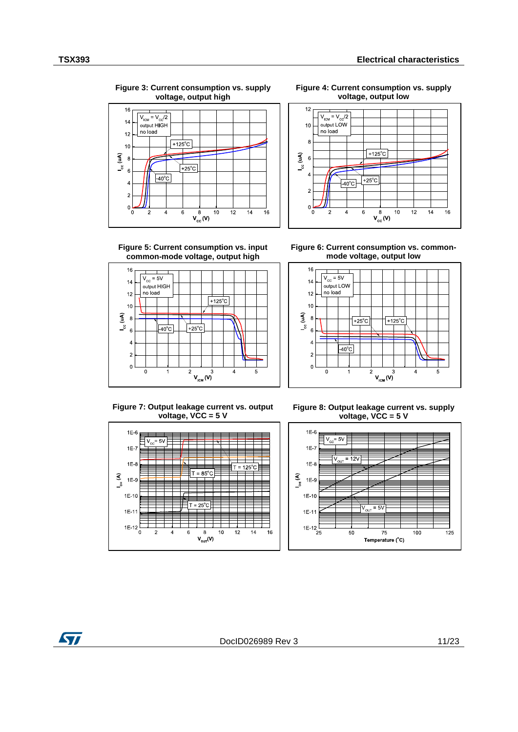**Figure 3: Current consumption vs. supply voltage, output high**

**Figure 4: Current consumption vs. supply voltage, output low**

**Figure 5: Current consumption vs. input common-mode voltage, output high**

**Figure 6: Current consumption vs. common-mode voltage, output low**

**Figure 7: Output leakage current vs. output voltage, VCC = 5 V**

**Figure 8: Output leakage current vs. supply voltage, VCC = 5 V**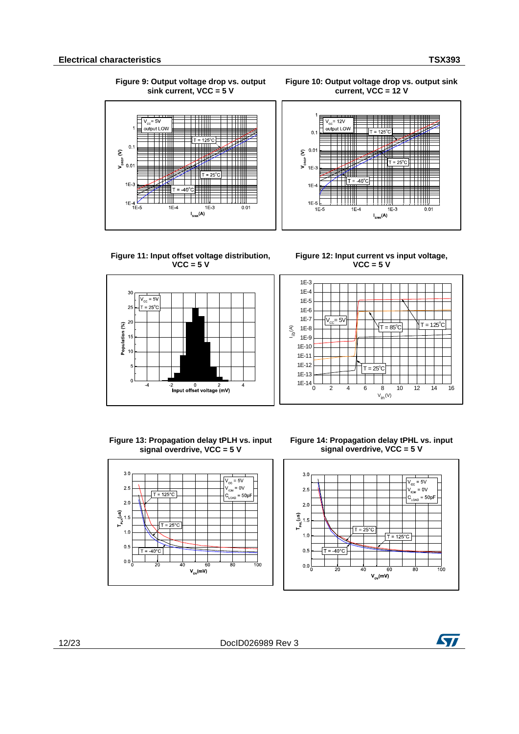Figure 9: Output voltage drop vs. output sink current, VCC = 5 V

Figure 10: Output voltage drop vs. output sink current, VCC = 12 V

Figure 11: Input offset voltage distribution, VCC = 5 V

Figure 12: Input current vs input voltage, VCC = 5 V

Figure 13: Propagation delay tPLH vs. input signal overdrive, VCC = 5 V

Figure 14: Propagation delay tPHL vs. input signal overdrive, VCC = 5 V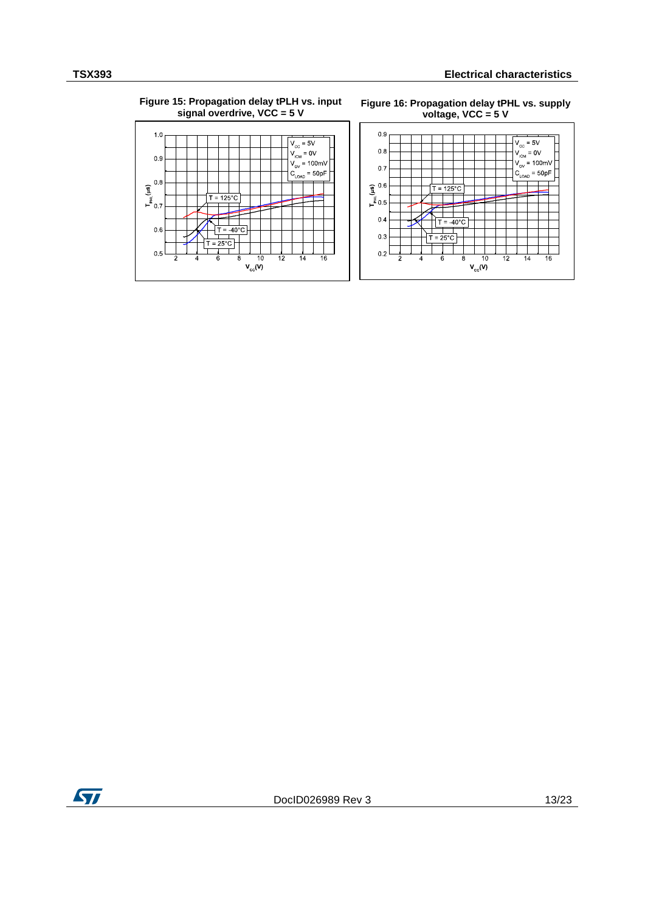**Figure 15: Propagation delay tPLH vs. input signal overdrive, VCC = 5 V**

**Figure 16: Propagation delay tPHL vs. supply voltage, VCC = 5 V**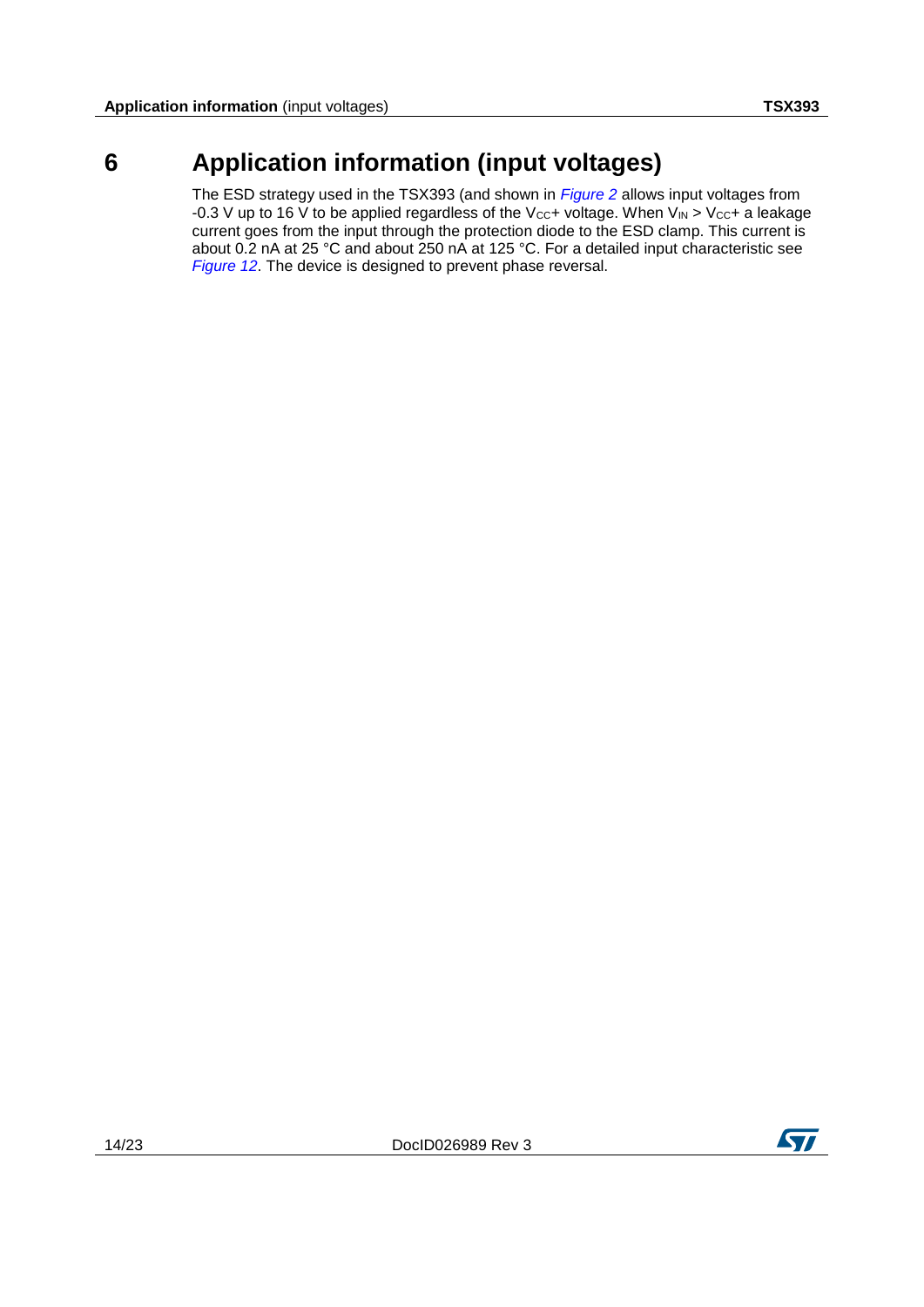# 6 Application information (input voltages)

The ESD strategy used in the TSX393 (and shown in *Figure 2* allows input voltages from -0.3 V up to 16 V to be applied regardless of the $V_{CC}+$ voltage. When $V_{IN} > V_{CC}+$ a leakage current goes from the input through the protection diode to the ESD clamp. This current is about 0.2 nA at 25 °C and about 250 nA at 125 °C. For a detailed input characteristic see *Figure 12*. The device is designed to prevent phase reversal.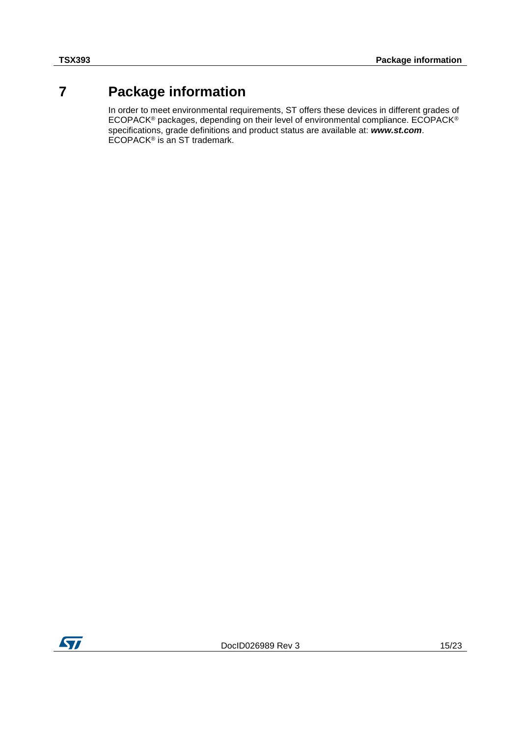# 7 Package information

In order to meet environmental requirements, ST offers these devices in different grades of ECOPACK® packages, depending on their level of environmental compliance. ECOPACK® specifications, grade definitions and product status are available at: ***www.st.com***. ECOPACK® is an ST trademark.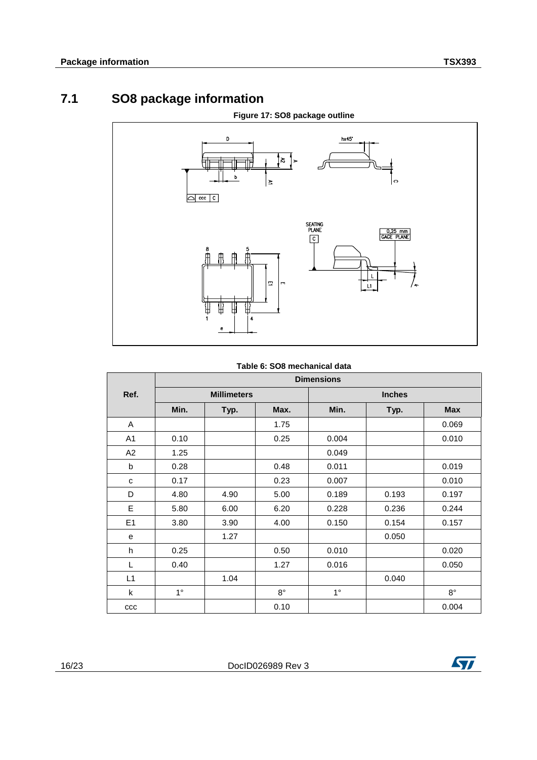## 7.1 SO8 package information

**Figure 17: SO8 package outline**

**Table 6: SO8 mechanical data**

| Ref. | Dimensions | | | | | |
|---|---|---|---|---|---|---|
| | Millimeters | | | Inches | | |
| | Min. | Typ. | Max. | Min. | Typ. | Max |
| A | | | 1.75 | | | 0.069 |
| A1 | 0.10 | | 0.25 | 0.004 | | 0.010 |
| A2 | 1.25 | | | 0.049 | | |
| b | 0.28 | | 0.48 | 0.011 | | 0.019 |
| c | 0.17 | | 0.23 | 0.007 | | 0.010 |
| D | 4.80 | 4.90 | 5.00 | 0.189 | 0.193 | 0.197 |
| E | 5.80 | 6.00 | 6.20 | 0.228 | 0.236 | 0.244 |
| E1 | 3.80 | 3.90 | 4.00 | 0.150 | 0.154 | 0.157 |
| e | | 1.27 | | | 0.050 | |
| h | 0.25 | | 0.50 | 0.010 | | 0.020 |
| L | 0.40 | | 1.27 | 0.016 | | 0.050 |
| L1 | | 1.04 | | | 0.040 | |
| k | 1° | | 8° | 1° | | 8° |
| ccc | | | 0.10 | | | 0.004 |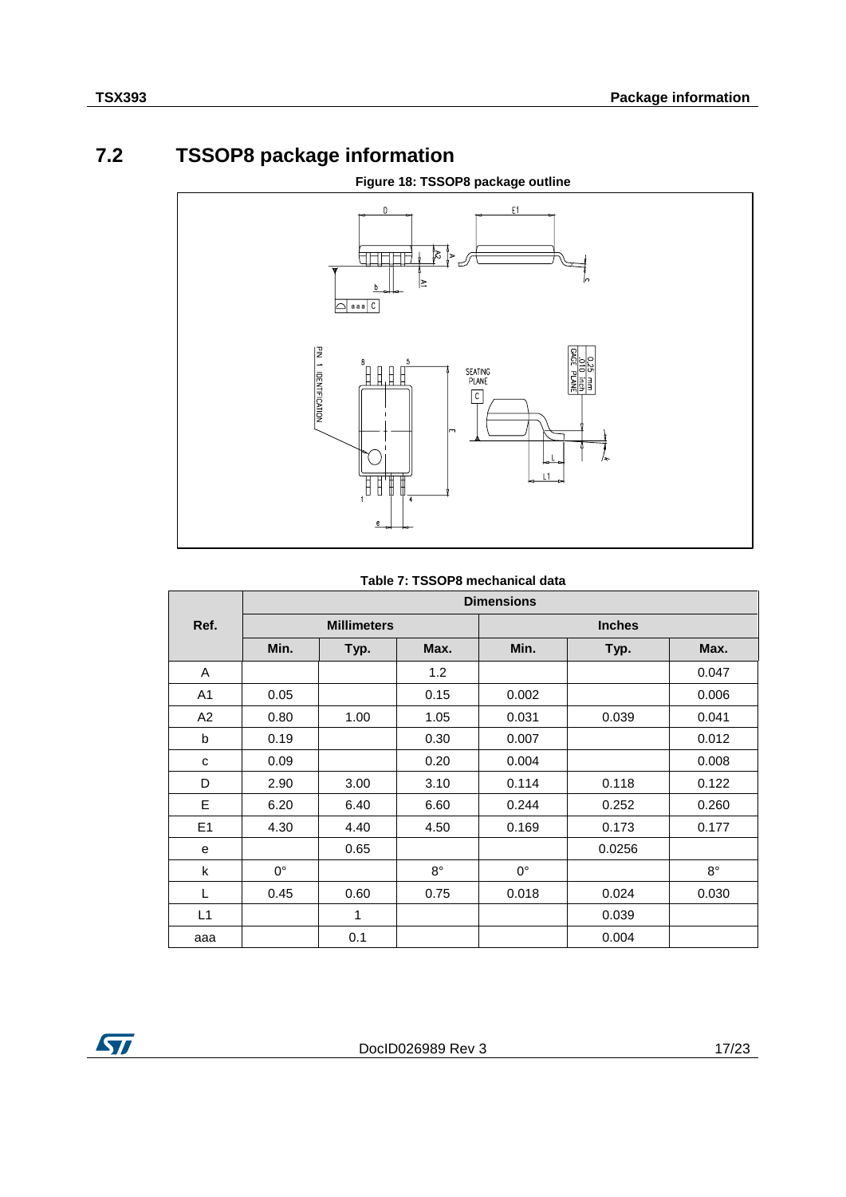## 7.2 TSSOP8 package information

**Figure 18: TSSOP8 package outline**

**Table 7: TSSOP8 mechanical data**

| Ref. | Dimensions | | | | | |
|---|---|---|---|---|---|---|
| | Millimeters | | | Inches | | |
| | Min. | Typ. | Max. | Min. | Typ. | Max. |
| A | | | 1.2 | | | 0.047 |
| A1 | 0.05 | | 0.15 | 0.002 | | 0.006 |
| A2 | 0.80 | 1.00 | 1.05 | 0.031 | 0.039 | 0.041 |
| b | 0.19 | | 0.30 | 0.007 | | 0.012 |
| c | 0.09 | | 0.20 | 0.004 | | 0.008 |
| D | 2.90 | 3.00 | 3.10 | 0.114 | 0.118 | 0.122 |
| E | 6.20 | 6.40 | 6.60 | 0.244 | 0.252 | 0.260 |
| E1 | 4.30 | 4.40 | 4.50 | 0.169 | 0.173 | 0.177 |
| e | | 0.65 | | | 0.0256 | |
| k | 0° | | 8° | 0° | | 8° |
| L | 0.45 | 0.60 | 0.75 | 0.018 | 0.024 | 0.030 |
| L1 | | 1 | | | 0.039 | |
| aaa | | 0.1 | | | 0.004 | |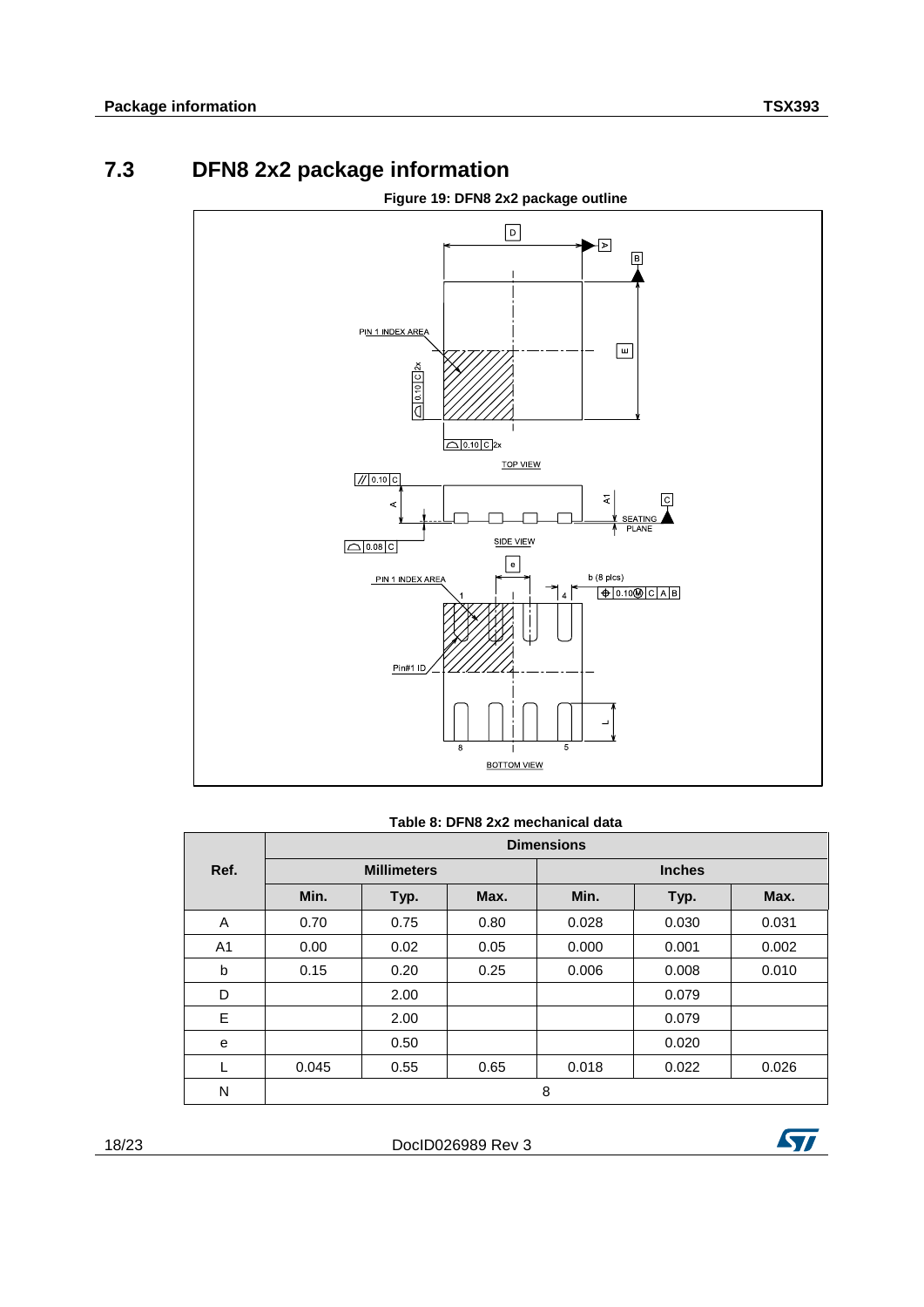## 7.3 DFN8 2x2 package information

**Figure 19: DFN8 2x2 package outline**

**Table 8: DFN8 2x2 mechanical data**

| Ref. | Dimensions | | | | | |
|---|---|---|---|---|---|---|
| | Millimeters | | | Inches | | |
| | Min. | Typ. | Max. | Min. | Typ. | Max. |
| A | 0.70 | 0.75 | 0.80 | 0.028 | 0.030 | 0.031 |
| A1 | 0.00 | 0.02 | 0.05 | 0.000 | 0.001 | 0.002 |
| b | 0.15 | 0.20 | 0.25 | 0.006 | 0.008 | 0.010 |
| D | | 2.00 | | | 0.079 | |
| E | | 2.00 | | | 0.079 | |
| e | | 0.50 | | | 0.020 | |
| L | 0.045 | 0.55 | 0.65 | 0.018 | 0.022 | 0.026 |
| N | 8 | | | | | |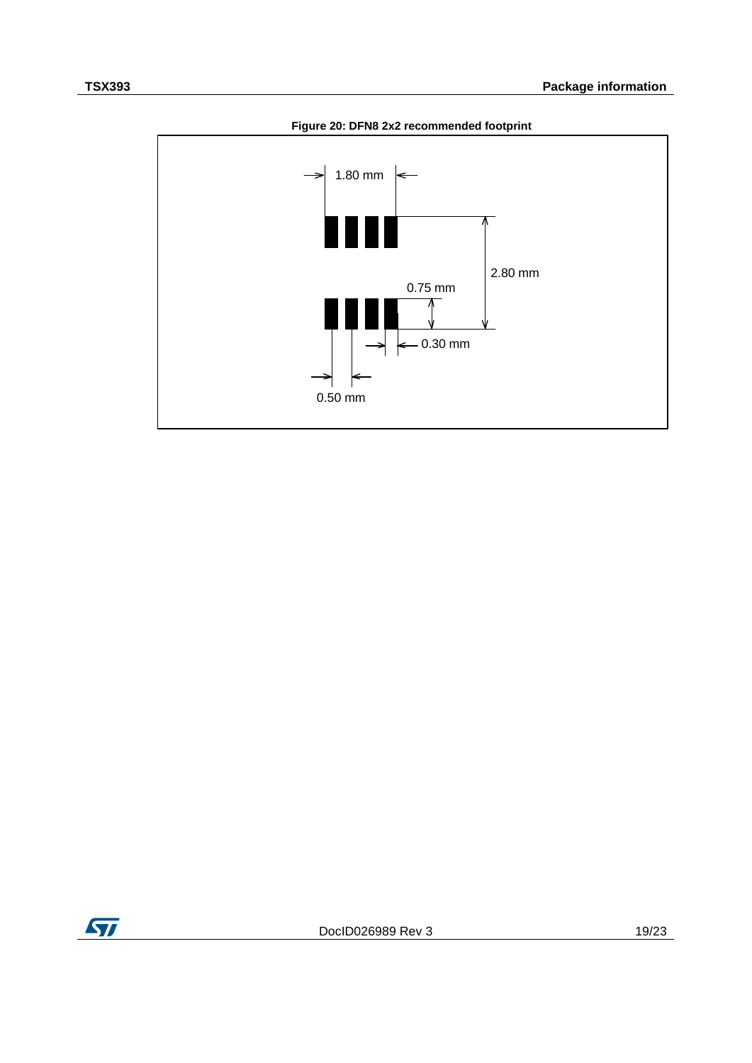**Figure 20: DFN8 2x2 recommended footprint**

1.80 mm

2.80 mm

0.75 mm

0.30 mm

0.50 mm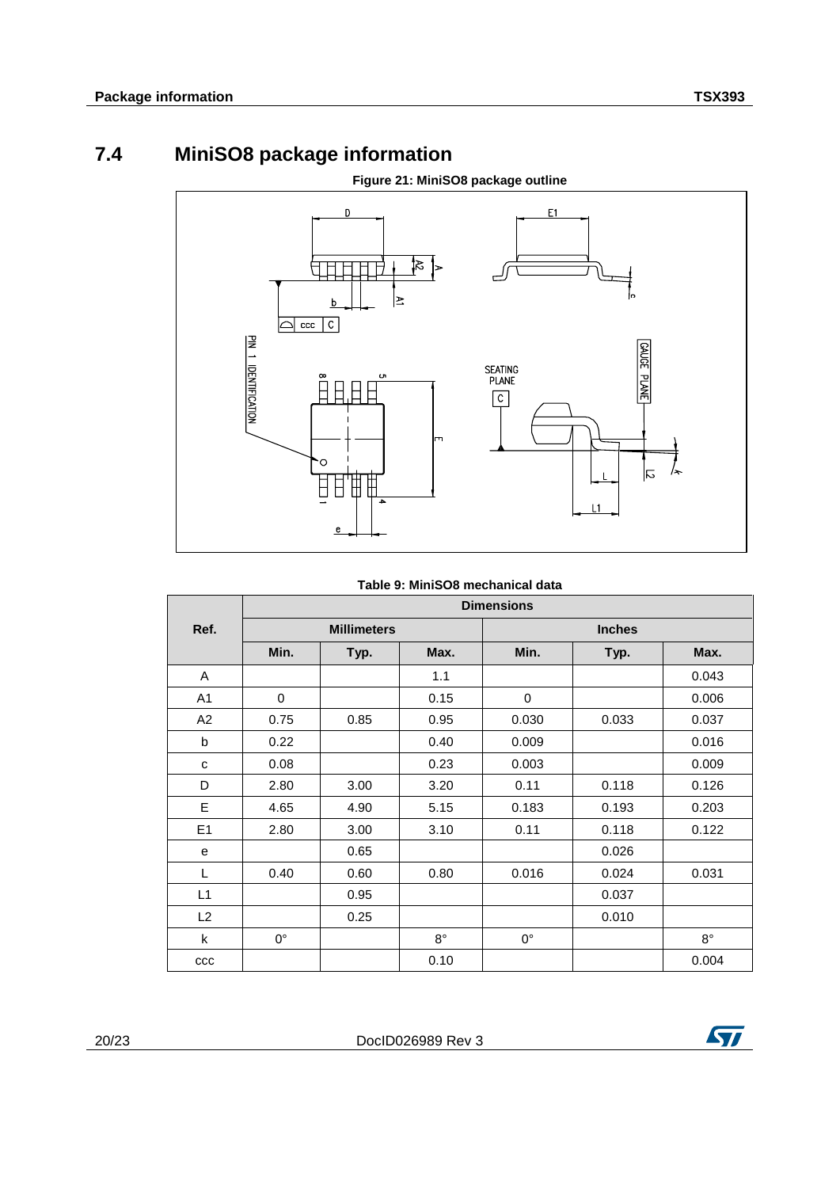## 7.4 MiniSO8 package information

Figure 21: MiniSO8 package outline

Table 9: MiniSO8 mechanical data

| Ref. | Dimensions | | | | | |
|---|---|---|---|---|---|---|
| | Millimeters | | | Inches | | |
| | Min. | Typ. | Max. | Min. | Typ. | Max. |
| A | | | 1.1 | | | 0.043 |
| A1 | 0 | | 0.15 | 0 | | 0.006 |
| A2 | 0.75 | 0.85 | 0.95 | 0.030 | 0.033 | 0.037 |
| b | 0.22 | | 0.40 | 0.009 | | 0.016 |
| c | 0.08 | | 0.23 | 0.003 | | 0.009 |
| D | 2.80 | 3.00 | 3.20 | 0.11 | 0.118 | 0.126 |
| E | 4.65 | 4.90 | 5.15 | 0.183 | 0.193 | 0.203 |
| E1 | 2.80 | 3.00 | 3.10 | 0.11 | 0.118 | 0.122 |
| e | | 0.65 | | | 0.026 | |
| L | 0.40 | 0.60 | 0.80 | 0.016 | 0.024 | 0.031 |
| L1 | | 0.95 | | | 0.037 | |
| L2 | | 0.25 | | | 0.010 | |
| k | 0° | | 8° | 0° | | 8° |
| ccc | | | 0.10 | | | 0.004 |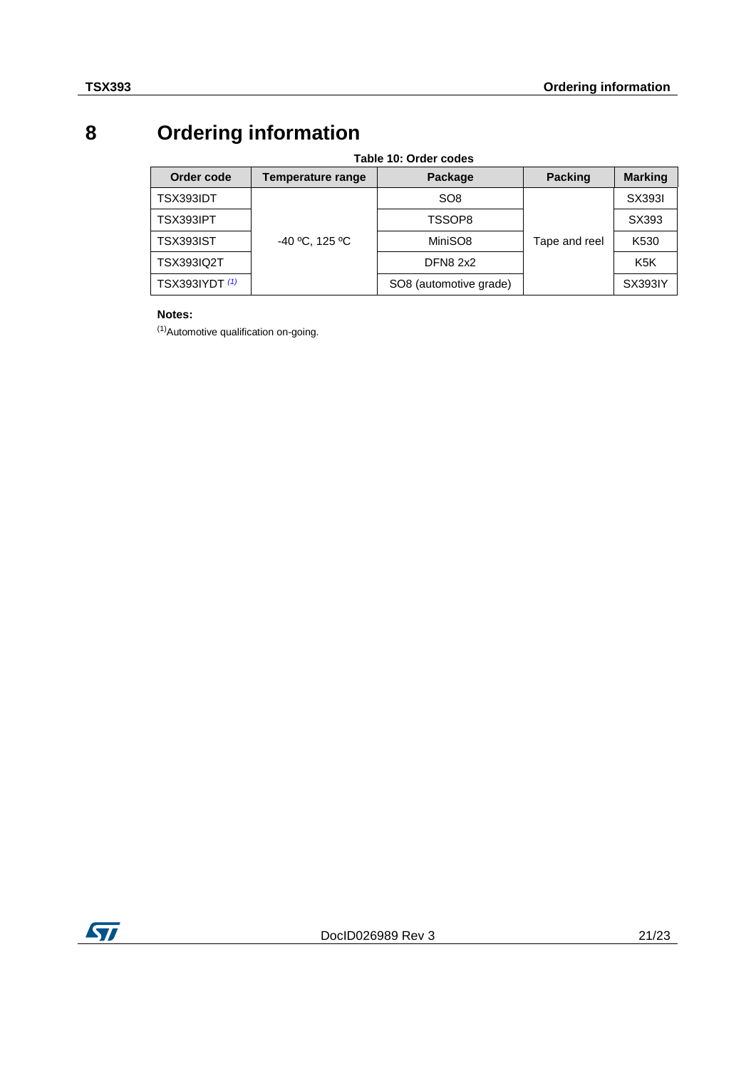# 8 Ordering information

**Table 10: Order codes**

| Order code | Temperature range | Package | Packing | Marking |
|---|---|---|---|---|
| TSX393IDT | -40 ºC, 125 ºC | SO8 | Tape and reel | SX393I |
| TSX393IPT | | TSSOP8 | | SX393 |
| TSX393IST | | MiniSO8 | | K530 |
| TSX393IQ2T | | DFN8 2x2 | | K5K |
| TSX393IYDT [(1)] | | SO8 (automotive grade) | | SX393IY |

**Notes:**

[(1)] Automotive qualification on-going.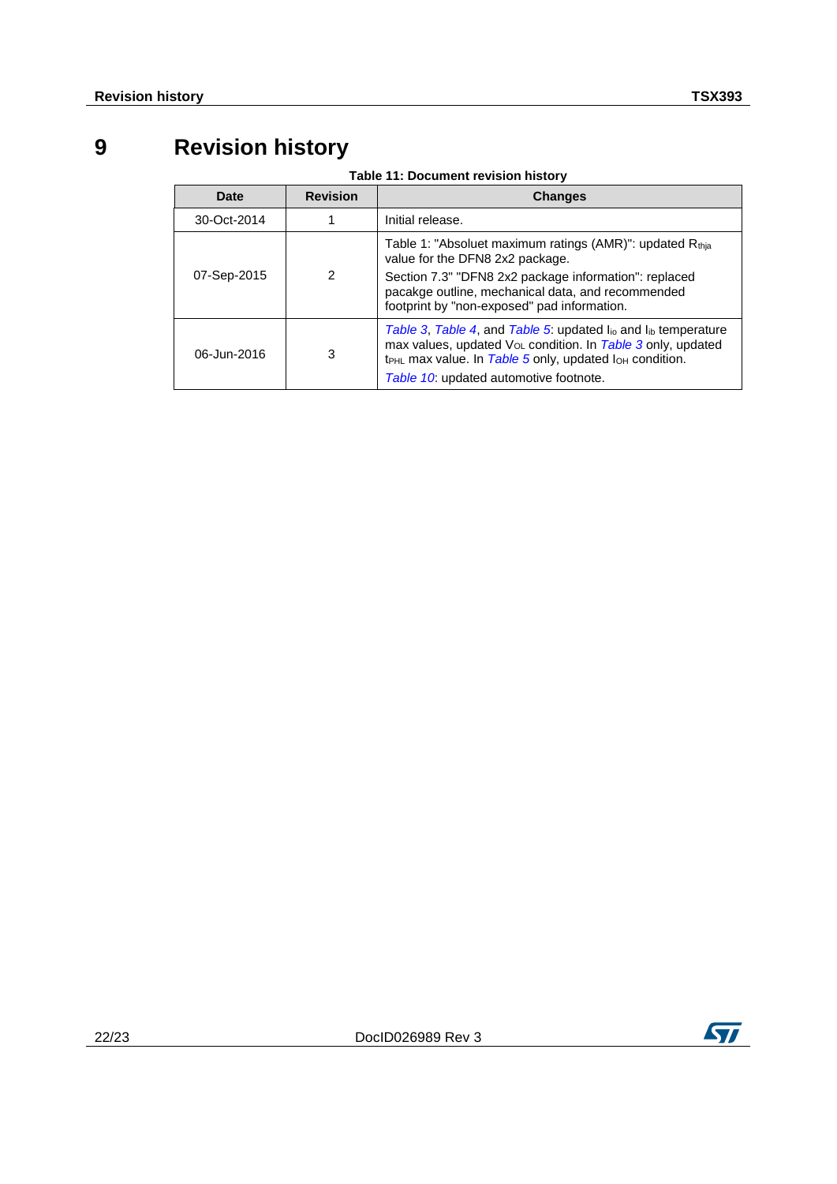# 9 Revision history

**Table 11: Document revision history**

| Date | Revision | Changes |
|---|---|---|
| 30-Oct-2014 | 1 | Initial release. |
| 07-Sep-2015 | 2 | Table 1: "Absoluet maximum ratings (AMR)": updated $R_{thja}$ value for the DFN8 2x2 package.<br>Section 7.3" "DFN8 2x2 package information": replaced pacakge outline, mechanical data, and recommended footprint by "non-exposed" pad information. |
| 06-Jun-2016 | 3 | Table 3, Table 4, and Table 5: updated $I_{io}$ and $I_{ib}$ temperature max values, updated $V_{OL}$ condition. In Table 3 only, updated $t_{PHL}$ max value. In Table 5 only, updated $I_{OH}$ condition.<br>Table 10: updated automotive footnote. |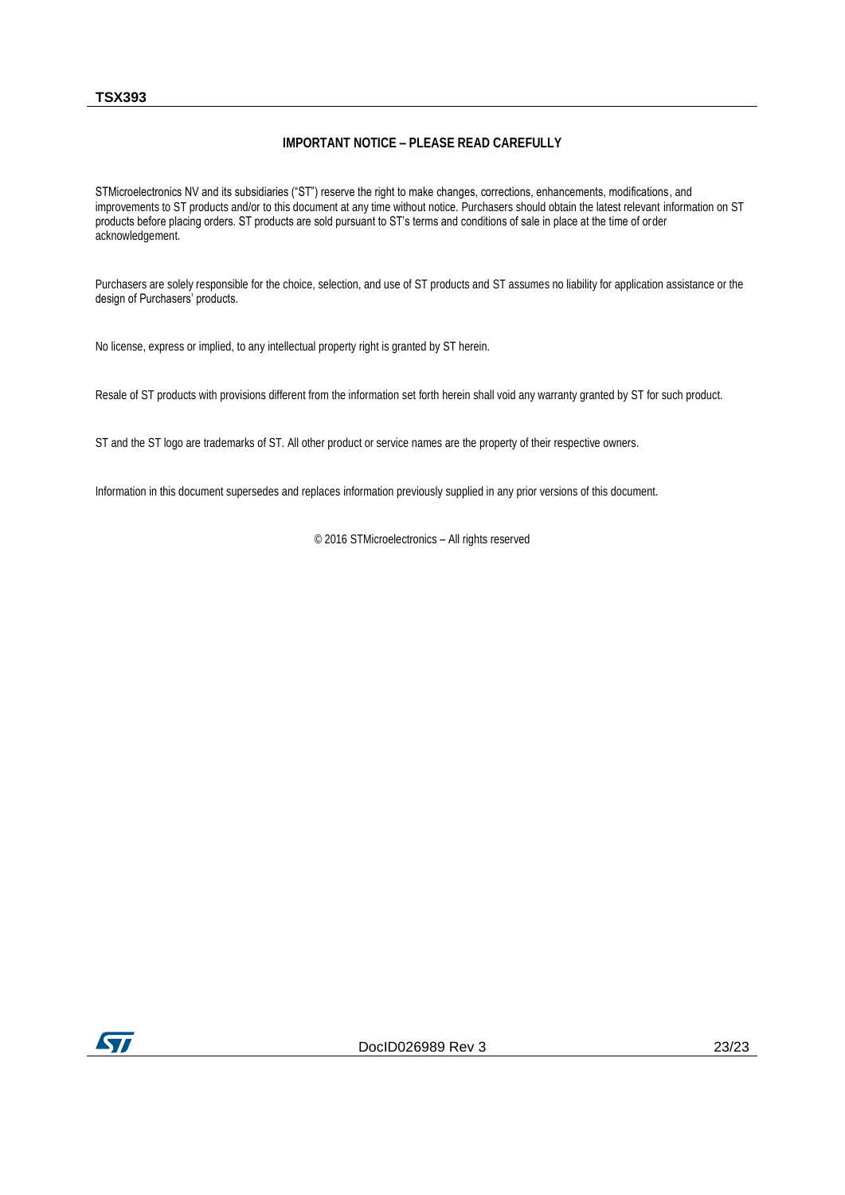**IMPORTANT NOTICE – PLEASE READ CAREFULLY**

STMicroelectronics NV and its subsidiaries ("ST") reserve the right to make changes, corrections, enhancements, modifications, and improvements to ST products and/or to this document at any time without notice. Purchasers should obtain the latest relevant information on ST products before placing orders. ST products are sold pursuant to ST's terms and conditions of sale in place at the time of order acknowledgement.

Purchasers are solely responsible for the choice, selection, and use of ST products and ST assumes no liability for application assistance or the design of Purchasers' products.

No license, express or implied, to any intellectual property right is granted by ST herein.

Resale of ST products with provisions different from the information set forth herein shall void any warranty granted by ST for such product.

ST and the ST logo are trademarks of ST. All other product or service names are the property of their respective owners.

Information in this document supersedes and replaces information previously supplied in any prior versions of this document.

© 2016 STMicroelectronics – All rights reserved